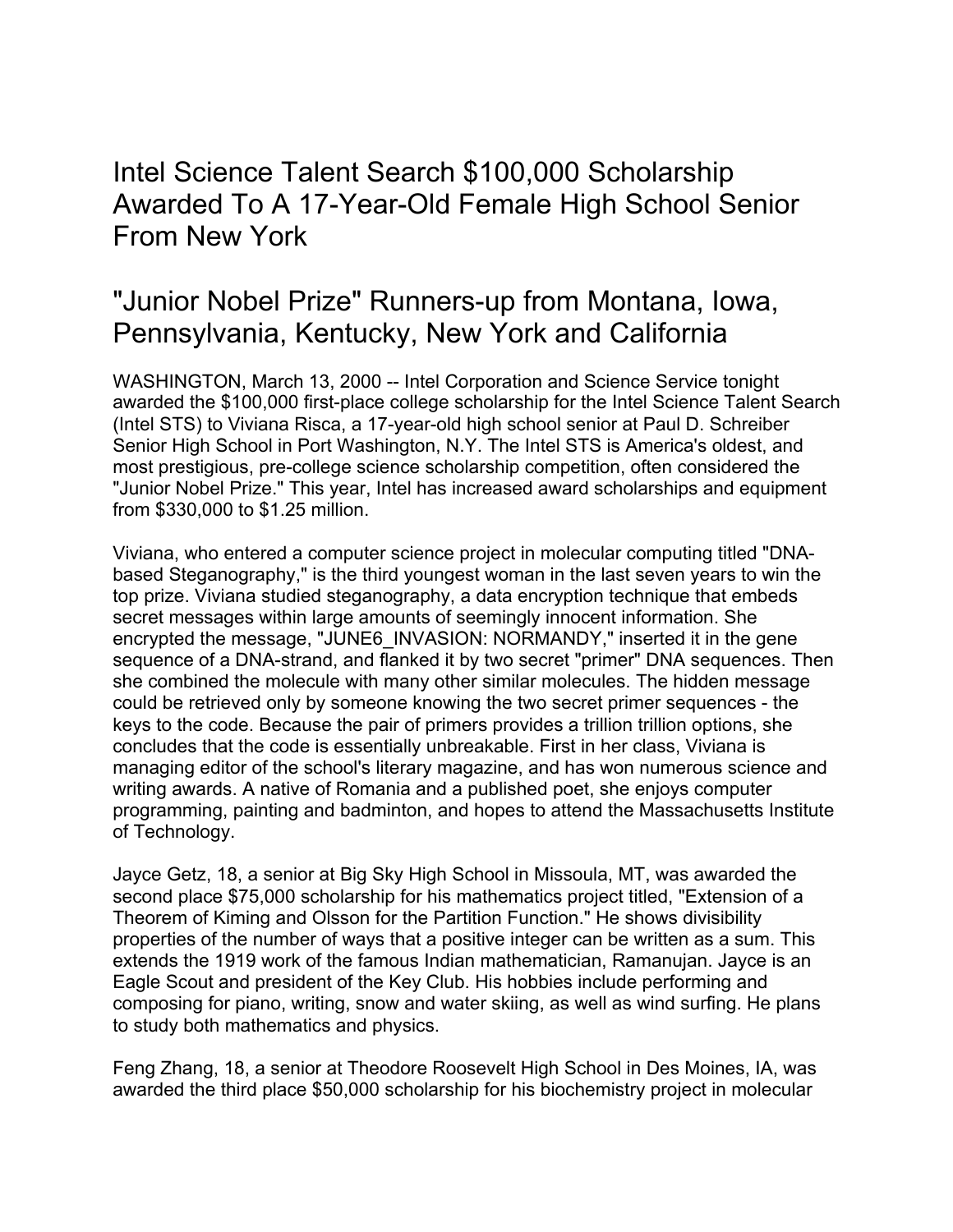# Intel Science Talent Search $100,000 Scholarship Awarded To A 17-Year-Old Female High School Senior From New York

## "Junior Nobel Prize" Runners-up from Montana, Iowa, Pennsylvania, Kentucky, New York and California

WASHINGTON, March 13, 2000 -- Intel Corporation and Science Service tonight awarded the $100,000 first-place college scholarship for the Intel Science Talent Search (Intel STS) to Viviana Risca, a 17-year-old high school senior at Paul D. Schreiber Senior High School in Port Washington, N.Y. The Intel STS is America's oldest, and most prestigious, pre-college science scholarship competition, often considered the "Junior Nobel Prize." This year, Intel has increased award scholarships and equipment from $330,000 to $1.25 million.

Viviana, who entered a computer science project in molecular computing titled "DNA-based Steganography," is the third youngest woman in the last seven years to win the top prize. Viviana studied steganography, a data encryption technique that embeds secret messages within large amounts of seemingly innocent information. She encrypted the message, "JUNE6_INVASION: NORMANDY," inserted it in the gene sequence of a DNA-strand, and flanked it by two secret "primer" DNA sequences. Then she combined the molecule with many other similar molecules. The hidden message could be retrieved only by someone knowing the two secret primer sequences - the keys to the code. Because the pair of primers provides a trillion trillion options, she concludes that the code is essentially unbreakable. First in her class, Viviana is managing editor of the school's literary magazine, and has won numerous science and writing awards. A native of Romania and a published poet, she enjoys computer programming, painting and badminton, and hopes to attend the Massachusetts Institute of Technology.

Jayce Getz, 18, a senior at Big Sky High School in Missoula, MT, was awarded the second place $75,000 scholarship for his mathematics project titled, "Extension of a Theorem of Kiming and Olsson for the Partition Function." He shows divisibility properties of the number of ways that a positive integer can be written as a sum. This extends the 1919 work of the famous Indian mathematician, Ramanujan. Jayce is an Eagle Scout and president of the Key Club. His hobbies include performing and composing for piano, writing, snow and water skiing, as well as wind surfing. He plans to study both mathematics and physics.

Feng Zhang, 18, a senior at Theodore Roosevelt High School in Des Moines, IA, was awarded the third place $50,000 scholarship for his biochemistry project in molecular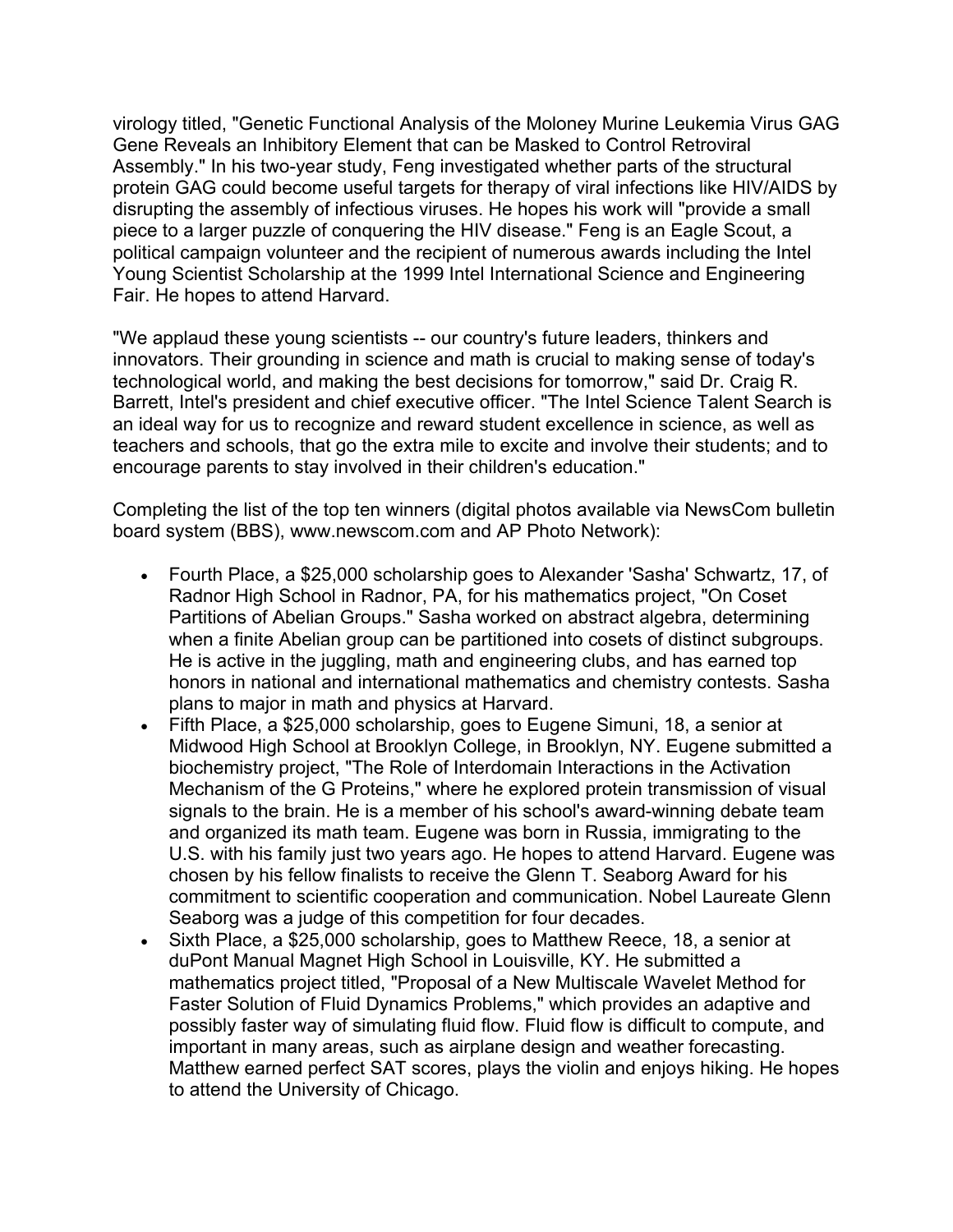virology titled, "Genetic Functional Analysis of the Moloney Murine Leukemia Virus GAG Gene Reveals an Inhibitory Element that can be Masked to Control Retroviral Assembly." In his two-year study, Feng investigated whether parts of the structural protein GAG could become useful targets for therapy of viral infections like HIV/AIDS by disrupting the assembly of infectious viruses. He hopes his work will "provide a small piece to a larger puzzle of conquering the HIV disease." Feng is an Eagle Scout, a political campaign volunteer and the recipient of numerous awards including the Intel Young Scientist Scholarship at the 1999 Intel International Science and Engineering Fair. He hopes to attend Harvard.

"We applaud these young scientists -- our country's future leaders, thinkers and innovators. Their grounding in science and math is crucial to making sense of today's technological world, and making the best decisions for tomorrow," said Dr. Craig R. Barrett, Intel's president and chief executive officer. "The Intel Science Talent Search is an ideal way for us to recognize and reward student excellence in science, as well as teachers and schools, that go the extra mile to excite and involve their students; and to encourage parents to stay involved in their children's education."

Completing the list of the top ten winners (digital photos available via NewsCom bulletin board system (BBS), www.newscom.com and AP Photo Network):

- Fourth Place, a $25,000 scholarship goes to Alexander 'Sasha' Schwartz, 17, of Radnor High School in Radnor, PA, for his mathematics project, "On Coset Partitions of Abelian Groups." Sasha worked on abstract algebra, determining when a finite Abelian group can be partitioned into cosets of distinct subgroups. He is active in the juggling, math and engineering clubs, and has earned top honors in national and international mathematics and chemistry contests. Sasha plans to major in math and physics at Harvard.
- Fifth Place, a $25,000 scholarship, goes to Eugene Simuni, 18, a senior at Midwood High School at Brooklyn College, in Brooklyn, NY. Eugene submitted a biochemistry project, "The Role of Interdomain Interactions in the Activation Mechanism of the G Proteins," where he explored protein transmission of visual signals to the brain. He is a member of his school's award-winning debate team and organized its math team. Eugene was born in Russia, immigrating to the U.S. with his family just two years ago. He hopes to attend Harvard. Eugene was chosen by his fellow finalists to receive the Glenn T. Seaborg Award for his commitment to scientific cooperation and communication. Nobel Laureate Glenn Seaborg was a judge of this competition for four decades.
- Sixth Place, a $25,000 scholarship, goes to Matthew Reece, 18, a senior at duPont Manual Magnet High School in Louisville, KY. He submitted a mathematics project titled, "Proposal of a New Multiscale Wavelet Method for Faster Solution of Fluid Dynamics Problems," which provides an adaptive and possibly faster way of simulating fluid flow. Fluid flow is difficult to compute, and important in many areas, such as airplane design and weather forecasting. Matthew earned perfect SAT scores, plays the violin and enjoys hiking. He hopes to attend the University of Chicago.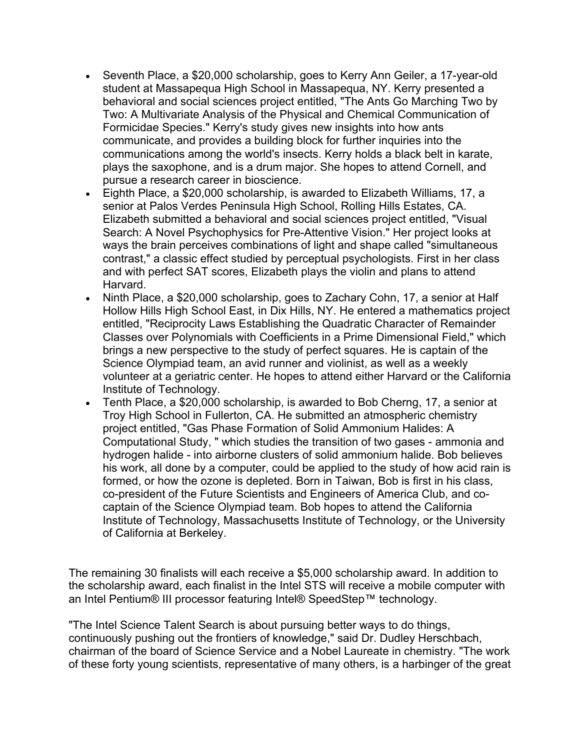- Seventh Place, a $20,000 scholarship, goes to Kerry Ann Geiler, a 17-year-old student at Massapequa High School in Massapequa, NY. Kerry presented a behavioral and social sciences project entitled, "The Ants Go Marching Two by Two: A Multivariate Analysis of the Physical and Chemical Communication of Formicidae Species." Kerry's study gives new insights into how ants communicate, and provides a building block for further inquiries into the communications among the world's insects. Kerry holds a black belt in karate, plays the saxophone, and is a drum major. She hopes to attend Cornell, and pursue a research career in bioscience.
- Eighth Place, a $20,000 scholarship, is awarded to Elizabeth Williams, 17, a senior at Palos Verdes Peninsula High School, Rolling Hills Estates, CA. Elizabeth submitted a behavioral and social sciences project entitled, "Visual Search: A Novel Psychophysics for Pre-Attentive Vision." Her project looks at ways the brain perceives combinations of light and shape called "simultaneous contrast," a classic effect studied by perceptual psychologists. First in her class and with perfect SAT scores, Elizabeth plays the violin and plans to attend Harvard.
- Ninth Place, a $20,000 scholarship, goes to Zachary Cohn, 17, a senior at Half Hollow Hills High School East, in Dix Hills, NY. He entered a mathematics project entitled, "Reciprocity Laws Establishing the Quadratic Character of Remainder Classes over Polynomials with Coefficients in a Prime Dimensional Field," which brings a new perspective to the study of perfect squares. He is captain of the Science Olympiad team, an avid runner and violinist, as well as a weekly volunteer at a geriatric center. He hopes to attend either Harvard or the California Institute of Technology.
- Tenth Place, a $20,000 scholarship, is awarded to Bob Cherng, 17, a senior at Troy High School in Fullerton, CA. He submitted an atmospheric chemistry project entitled, "Gas Phase Formation of Solid Ammonium Halides: A Computational Study, " which studies the transition of two gases - ammonia and hydrogen halide - into airborne clusters of solid ammonium halide. Bob believes his work, all done by a computer, could be applied to the study of how acid rain is formed, or how the ozone is depleted. Born in Taiwan, Bob is first in his class, co-president of the Future Scientists and Engineers of America Club, and co-captain of the Science Olympiad team. Bob hopes to attend the California Institute of Technology, Massachusetts Institute of Technology, or the University of California at Berkeley.

The remaining 30 finalists will each receive a $5,000 scholarship award. In addition to the scholarship award, each finalist in the Intel STS will receive a mobile computer with an Intel Pentium® III processor featuring Intel® SpeedStep™ technology.

"The Intel Science Talent Search is about pursuing better ways to do things, continuously pushing out the frontiers of knowledge," said Dr. Dudley Herschbach, chairman of the board of Science Service and a Nobel Laureate in chemistry. "The work of these forty young scientists, representative of many others, is a harbinger of the great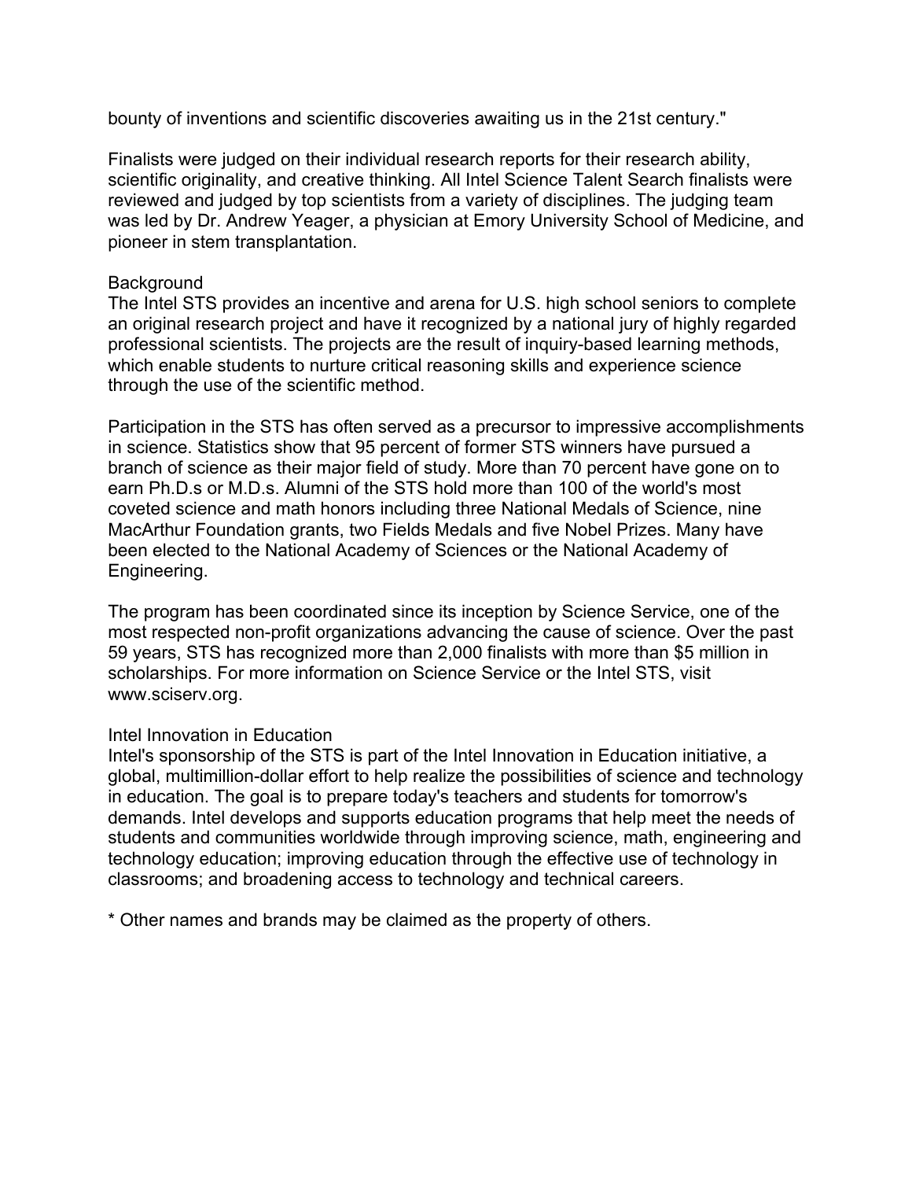bounty of inventions and scientific discoveries awaiting us in the 21st century."

Finalists were judged on their individual research reports for their research ability, scientific originality, and creative thinking. All Intel Science Talent Search finalists were reviewed and judged by top scientists from a variety of disciplines. The judging team was led by Dr. Andrew Yeager, a physician at Emory University School of Medicine, and pioneer in stem transplantation.

## Background

The Intel STS provides an incentive and arena for U.S. high school seniors to complete an original research project and have it recognized by a national jury of highly regarded professional scientists. The projects are the result of inquiry-based learning methods, which enable students to nurture critical reasoning skills and experience science through the use of the scientific method.

Participation in the STS has often served as a precursor to impressive accomplishments in science. Statistics show that 95 percent of former STS winners have pursued a branch of science as their major field of study. More than 70 percent have gone on to earn Ph.D.s or M.D.s. Alumni of the STS hold more than 100 of the world's most coveted science and math honors including three National Medals of Science, nine MacArthur Foundation grants, two Fields Medals and five Nobel Prizes. Many have been elected to the National Academy of Sciences or the National Academy of Engineering.

The program has been coordinated since its inception by Science Service, one of the most respected non-profit organizations advancing the cause of science. Over the past 59 years, STS has recognized more than 2,000 finalists with more than $5 million in scholarships. For more information on Science Service or the Intel STS, visit www.sciserv.org.

## Intel Innovation in Education

Intel's sponsorship of the STS is part of the Intel Innovation in Education initiative, a global, multimillion-dollar effort to help realize the possibilities of science and technology in education. The goal is to prepare today's teachers and students for tomorrow's demands. Intel develops and supports education programs that help meet the needs of students and communities worldwide through improving science, math, engineering and technology education; improving education through the effective use of technology in classrooms; and broadening access to technology and technical careers.

* Other names and brands may be claimed as the property of others.